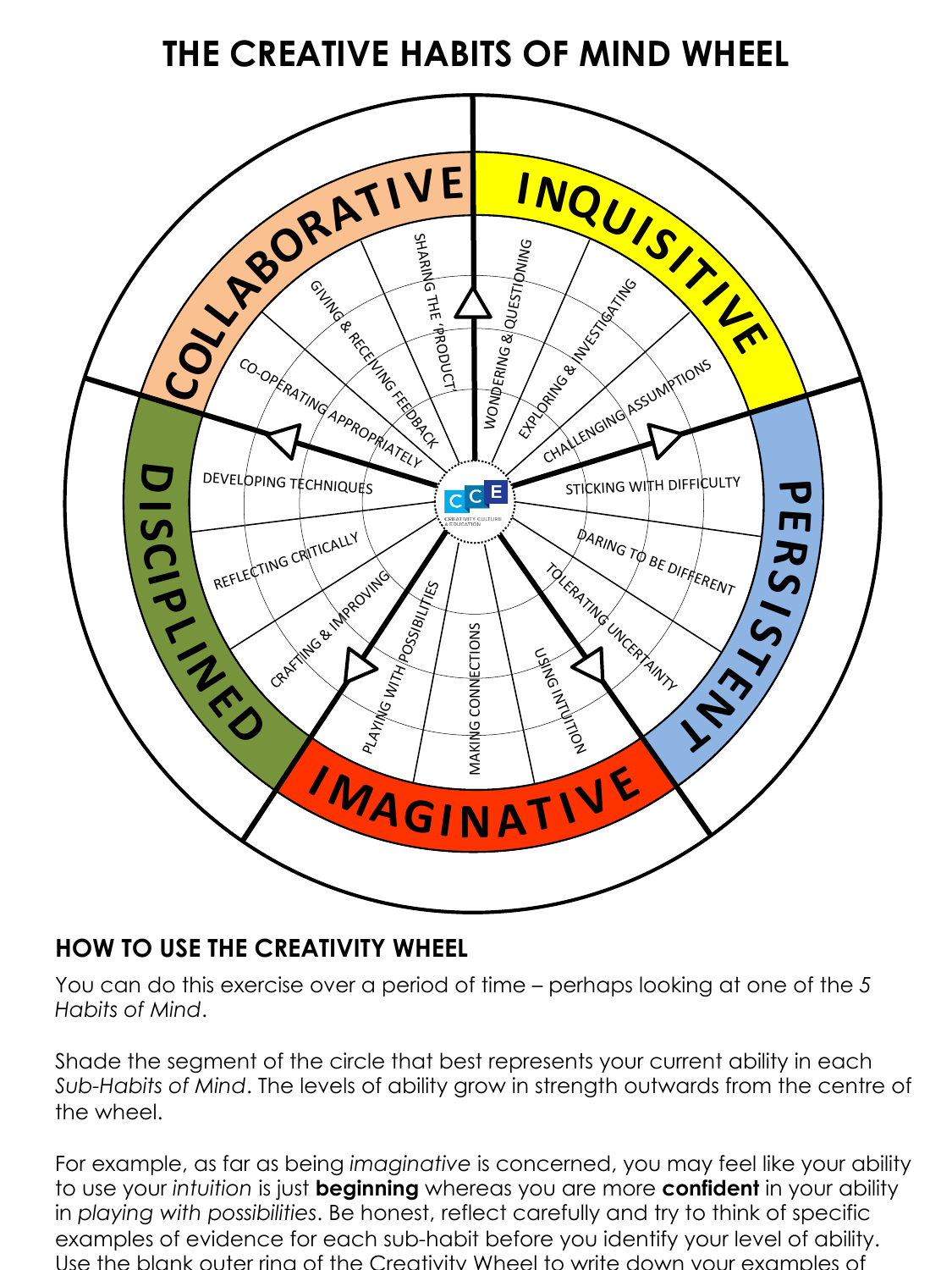# THE CREATIVE HABITS OF MIND WHEEL

**INQUISITIVE**
- WONDERING & QUESTIONING
- EXPLORING & INVESTIGATING
- CHALLENGING ASSUMPTIONS

**PERSISTENT**
- STICKING WITH DIFFICULTY
- DARING TO BE DIFFERENT
- TOLERATING UNCERTAINTY

**IMAGINATIVE**
- USING INTUITION
- MAKING CONNECTIONS
- PLAYING WITH POSSIBILITIES

**DISCIPLINED**
- CRAFTING & IMPROVING
- REFLECTING CRITICALLY
- DEVELOPING TECHNIQUES

**COLLABORATIVE**
- CO-OPERATING APPROPRIATELY
- GIVING & RECEIVING FEEDBACK
- SHARING THE 'PRODUCT'

CCE CREATIVITY CULTURE & EDUCATION

## HOW TO USE THE CREATIVITY WHEEL

You can do this exercise over a period of time – perhaps looking at one of the *5 Habits of Mind*.

Shade the segment of the circle that best represents your current ability in each *Sub-Habits of Mind*. The levels of ability grow in strength outwards from the centre of the wheel.

For example, as far as being *imaginative* is concerned, you may feel like your ability to use your *intuition* is just **beginning** whereas you are more **confident** in your ability in *playing with possibilities*. Be honest, reflect carefully and try to think of specific examples of evidence for each sub-habit before you identify your level of ability. Use the blank outer ring of the Creativity Wheel to write down your examples of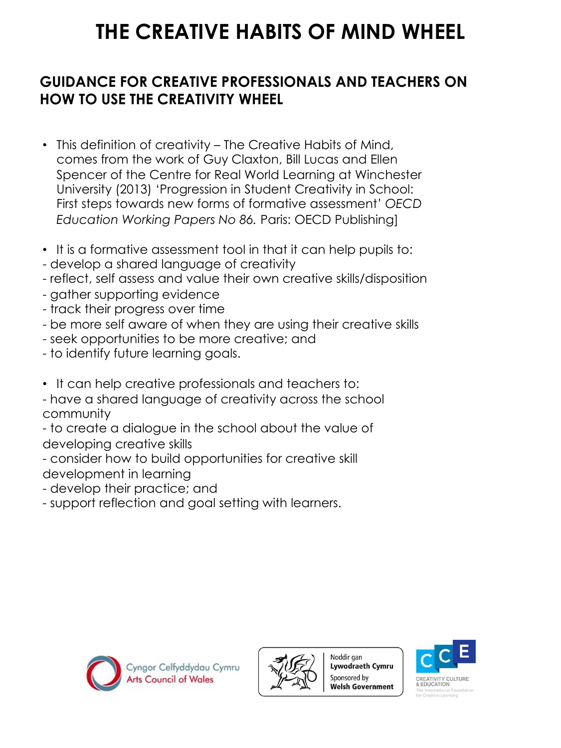# THE CREATIVE HABITS OF MIND WHEEL

## GUIDANCE FOR CREATIVE PROFESSIONALS AND TEACHERS ON HOW TO USE THE CREATIVITY WHEEL

- This definition of creativity – The Creative Habits of Mind, comes from the work of Guy Claxton, Bill Lucas and Ellen Spencer of the Centre for Real World Learning at Winchester University (2013) 'Progression in Student Creativity in School: First steps towards new forms of formative assessment' *OECD Education Working Papers No 86.* Paris: OECD Publishing]

- It is a formative assessment tool in that it can help pupils to:

- develop a shared language of creativity
- reflect, self assess and value their own creative skills/disposition
- gather supporting evidence
- track their progress over time
- be more self aware of when they are using their creative skills
- seek opportunities to be more creative; and
- to identify future learning goals.

- It can help creative professionals and teachers to:

- have a shared language of creativity across the school community
- to create a dialogue in the school about the value of developing creative skills
- consider how to build opportunities for creative skill development in learning
- develop their practice; and
- support reflection and goal setting with learners.

Cyngor Celfyddydau Cymru
Arts Council of Wales

Noddir gan **Lywodraeth Cymru**
Sponsored by **Welsh Government**

CREATIVITY CULTURE & EDUCATION
The International Foundation for Creative Learning